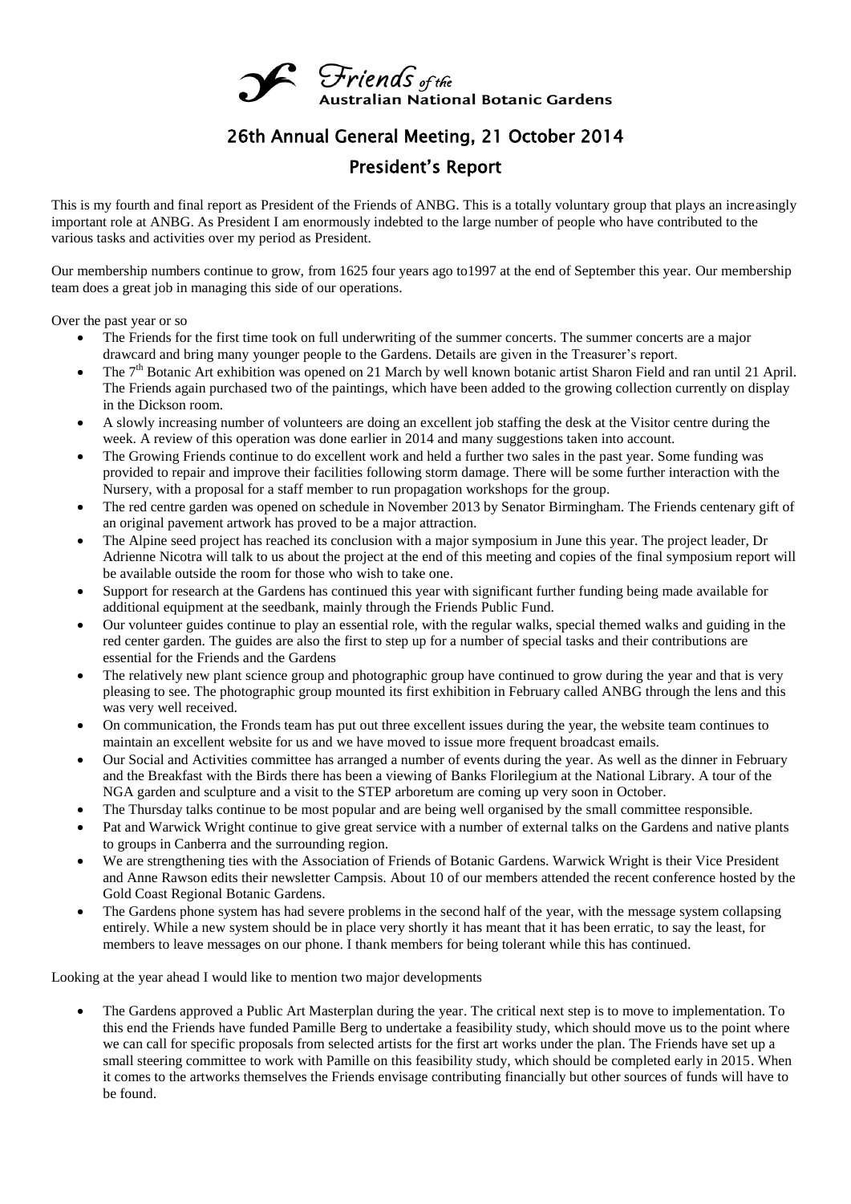Friends of the Australian National Botanic Gardens

# 26th Annual General Meeting, 21 October 2014

## President's Report

This is my fourth and final report as President of the Friends of ANBG. This is a totally voluntary group that plays an increasingly important role at ANBG. As President I am enormously indebted to the large number of people who have contributed to the various tasks and activities over my period as President.

Our membership numbers continue to grow, from 1625 four years ago to1997 at the end of September this year. Our membership team does a great job in managing this side of our operations.

Over the past year or so

- The Friends for the first time took on full underwriting of the summer concerts. The summer concerts are a major drawcard and bring many younger people to the Gardens. Details are given in the Treasurer's report.
- The 7th Botanic Art exhibition was opened on 21 March by well known botanic artist Sharon Field and ran until 21 April. The Friends again purchased two of the paintings, which have been added to the growing collection currently on display in the Dickson room.
- A slowly increasing number of volunteers are doing an excellent job staffing the desk at the Visitor centre during the week. A review of this operation was done earlier in 2014 and many suggestions taken into account.
- The Growing Friends continue to do excellent work and held a further two sales in the past year. Some funding was provided to repair and improve their facilities following storm damage. There will be some further interaction with the Nursery, with a proposal for a staff member to run propagation workshops for the group.
- The red centre garden was opened on schedule in November 2013 by Senator Birmingham. The Friends centenary gift of an original pavement artwork has proved to be a major attraction.
- The Alpine seed project has reached its conclusion with a major symposium in June this year. The project leader, Dr Adrienne Nicotra will talk to us about the project at the end of this meeting and copies of the final symposium report will be available outside the room for those who wish to take one.
- Support for research at the Gardens has continued this year with significant further funding being made available for additional equipment at the seedbank, mainly through the Friends Public Fund.
- Our volunteer guides continue to play an essential role, with the regular walks, special themed walks and guiding in the red center garden. The guides are also the first to step up for a number of special tasks and their contributions are essential for the Friends and the Gardens
- The relatively new plant science group and photographic group have continued to grow during the year and that is very pleasing to see. The photographic group mounted its first exhibition in February called ANBG through the lens and this was very well received.
- On communication, the Fronds team has put out three excellent issues during the year, the website team continues to maintain an excellent website for us and we have moved to issue more frequent broadcast emails.
- Our Social and Activities committee has arranged a number of events during the year. As well as the dinner in February and the Breakfast with the Birds there has been a viewing of Banks Florilegium at the National Library. A tour of the NGA garden and sculpture and a visit to the STEP arboretum are coming up very soon in October.
- The Thursday talks continue to be most popular and are being well organised by the small committee responsible.
- Pat and Warwick Wright continue to give great service with a number of external talks on the Gardens and native plants to groups in Canberra and the surrounding region.
- We are strengthening ties with the Association of Friends of Botanic Gardens. Warwick Wright is their Vice President and Anne Rawson edits their newsletter Campsis. About 10 of our members attended the recent conference hosted by the Gold Coast Regional Botanic Gardens.
- The Gardens phone system has had severe problems in the second half of the year, with the message system collapsing entirely. While a new system should be in place very shortly it has meant that it has been erratic, to say the least, for members to leave messages on our phone. I thank members for being tolerant while this has continued.

Looking at the year ahead I would like to mention two major developments

- The Gardens approved a Public Art Masterplan during the year. The critical next step is to move to implementation. To this end the Friends have funded Pamille Berg to undertake a feasibility study, which should move us to the point where we can call for specific proposals from selected artists for the first art works under the plan. The Friends have set up a small steering committee to work with Pamille on this feasibility study, which should be completed early in 2015. When it comes to the artworks themselves the Friends envisage contributing financially but other sources of funds will have to be found.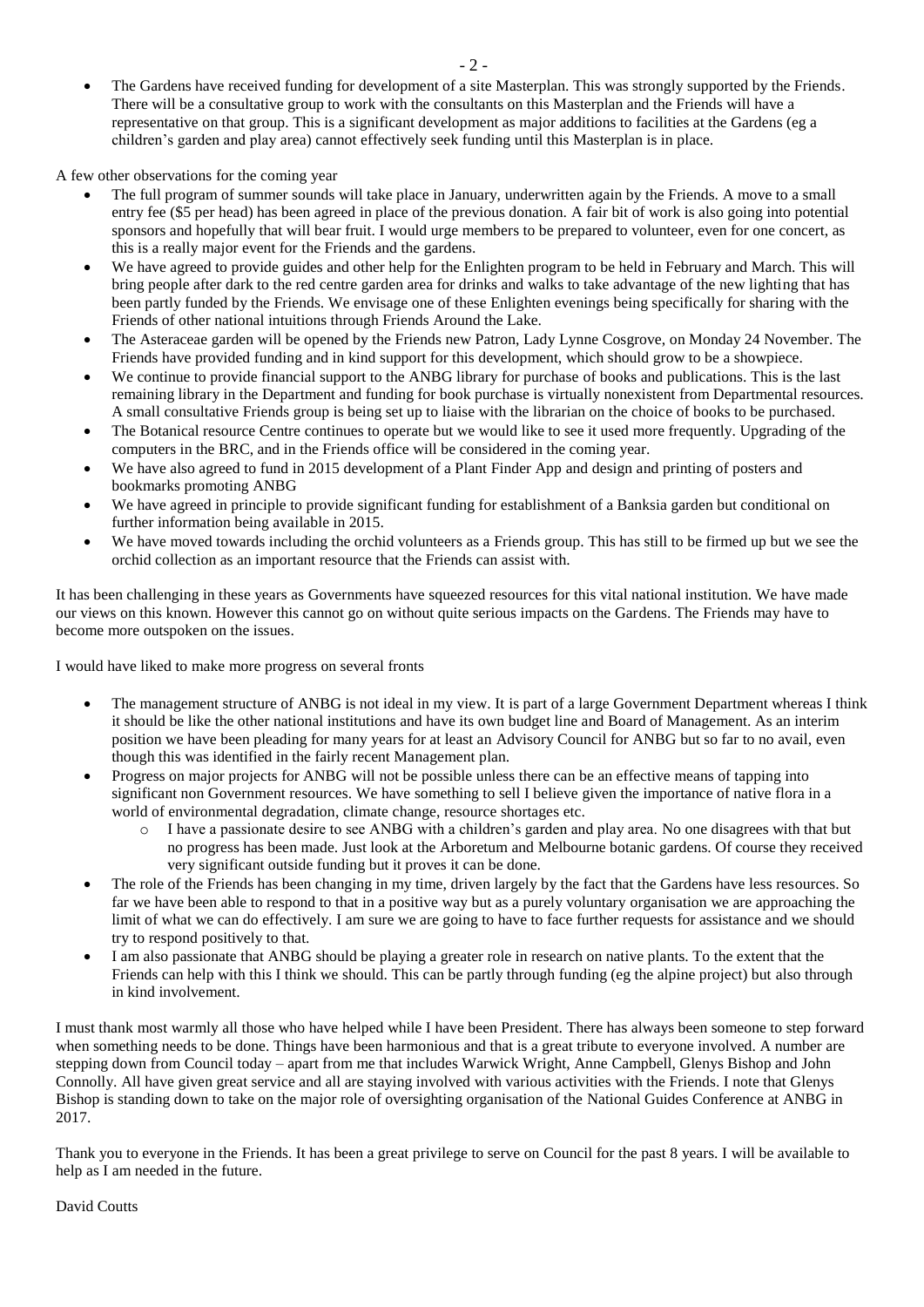- The Gardens have received funding for development of a site Masterplan. This was strongly supported by the Friends. There will be a consultative group to work with the consultants on this Masterplan and the Friends will have a representative on that group. This is a significant development as major additions to facilities at the Gardens (eg a children's garden and play area) cannot effectively seek funding until this Masterplan is in place.

A few other observations for the coming year

- The full program of summer sounds will take place in January, underwritten again by the Friends. A move to a small entry fee ($5 per head) has been agreed in place of the previous donation. A fair bit of work is also going into potential sponsors and hopefully that will bear fruit. I would urge members to be prepared to volunteer, even for one concert, as this is a really major event for the Friends and the gardens.
- We have agreed to provide guides and other help for the Enlighten program to be held in February and March. This will bring people after dark to the red centre garden area for drinks and walks to take advantage of the new lighting that has been partly funded by the Friends. We envisage one of these Enlighten evenings being specifically for sharing with the Friends of other national intuitions through Friends Around the Lake.
- The Asteraceae garden will be opened by the Friends new Patron, Lady Lynne Cosgrove, on Monday 24 November. The Friends have provided funding and in kind support for this development, which should grow to be a showpiece.
- We continue to provide financial support to the ANBG library for purchase of books and publications. This is the last remaining library in the Department and funding for book purchase is virtually nonexistent from Departmental resources. A small consultative Friends group is being set up to liaise with the librarian on the choice of books to be purchased.
- The Botanical resource Centre continues to operate but we would like to see it used more frequently. Upgrading of the computers in the BRC, and in the Friends office will be considered in the coming year.
- We have also agreed to fund in 2015 development of a Plant Finder App and design and printing of posters and bookmarks promoting ANBG
- We have agreed in principle to provide significant funding for establishment of a Banksia garden but conditional on further information being available in 2015.
- We have moved towards including the orchid volunteers as a Friends group. This has still to be firmed up but we see the orchid collection as an important resource that the Friends can assist with.

It has been challenging in these years as Governments have squeezed resources for this vital national institution. We have made our views on this known. However this cannot go on without quite serious impacts on the Gardens. The Friends may have to become more outspoken on the issues.

I would have liked to make more progress on several fronts

- The management structure of ANBG is not ideal in my view. It is part of a large Government Department whereas I think it should be like the other national institutions and have its own budget line and Board of Management. As an interim position we have been pleading for many years for at least an Advisory Council for ANBG but so far to no avail, even though this was identified in the fairly recent Management plan.
- Progress on major projects for ANBG will not be possible unless there can be an effective means of tapping into significant non Government resources. We have something to sell I believe given the importance of native flora in a world of environmental degradation, climate change, resource shortages etc.
  - I have a passionate desire to see ANBG with a children's garden and play area. No one disagrees with that but no progress has been made. Just look at the Arboretum and Melbourne botanic gardens. Of course they received very significant outside funding but it proves it can be done.
- The role of the Friends has been changing in my time, driven largely by the fact that the Gardens have less resources. So far we have been able to respond to that in a positive way but as a purely voluntary organisation we are approaching the limit of what we can do effectively. I am sure we are going to have to face further requests for assistance and we should try to respond positively to that.
- I am also passionate that ANBG should be playing a greater role in research on native plants. To the extent that the Friends can help with this I think we should. This can be partly through funding (eg the alpine project) but also through in kind involvement.

I must thank most warmly all those who have helped while I have been President. There has always been someone to step forward when something needs to be done. Things have been harmonious and that is a great tribute to everyone involved. A number are stepping down from Council today – apart from me that includes Warwick Wright, Anne Campbell, Glenys Bishop and John Connolly. All have given great service and all are staying involved with various activities with the Friends. I note that Glenys Bishop is standing down to take on the major role of oversighting organisation of the National Guides Conference at ANBG in 2017.

Thank you to everyone in the Friends. It has been a great privilege to serve on Council for the past 8 years. I will be available to help as I am needed in the future.

David Coutts